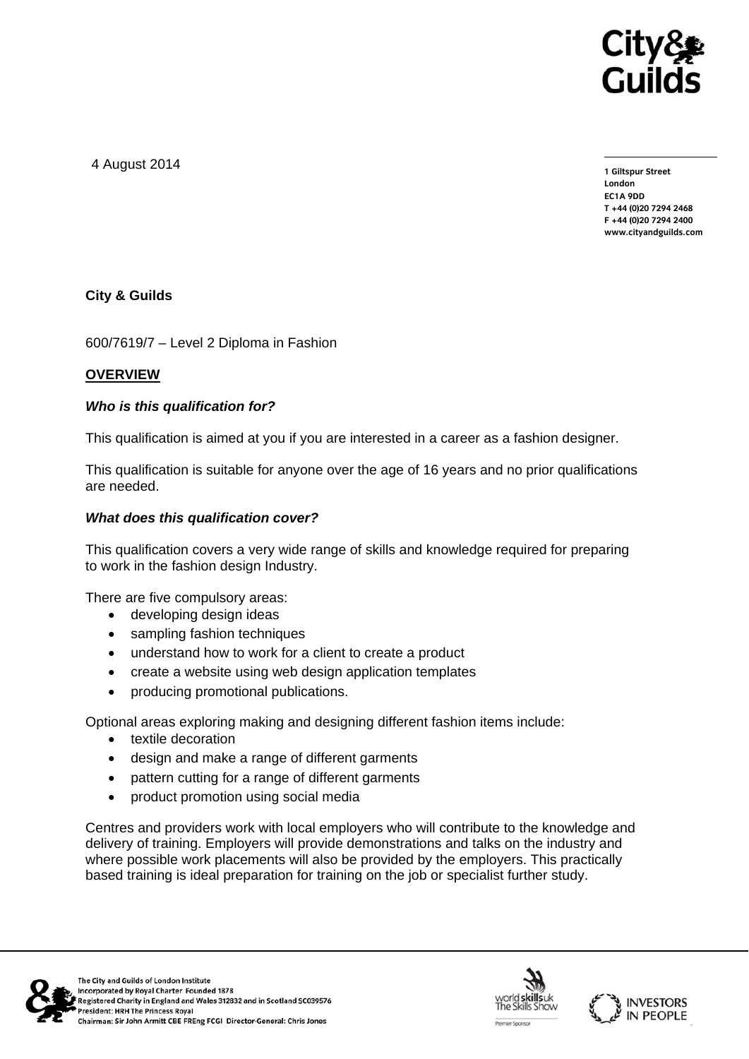4 August 2014

1 Giltspur Street
London
EC1A 9DD
T +44 (0)20 7294 2468
F +44 (0)20 7294 2400
www.cityandguilds.com

**City & Guilds**

600/7619/7 – Level 2 Diploma in Fashion

## OVERVIEW

### *Who is this qualification for?*

This qualification is aimed at you if you are interested in a career as a fashion designer.

This qualification is suitable for anyone over the age of 16 years and no prior qualifications are needed.

### *What does this qualification cover?*

This qualification covers a very wide range of skills and knowledge required for preparing to work in the fashion design Industry.

There are five compulsory areas:

- developing design ideas
- sampling fashion techniques
- understand how to work for a client to create a product
- create a website using web design application templates
- producing promotional publications.

Optional areas exploring making and designing different fashion items include:

- textile decoration
- design and make a range of different garments
- pattern cutting for a range of different garments
- product promotion using social media

Centres and providers work with local employers who will contribute to the knowledge and delivery of training. Employers will provide demonstrations and talks on the industry and where possible work placements will also be provided by the employers. This practically based training is ideal preparation for training on the job or specialist further study.

The City and Guilds of London Institute
Incorporated by Royal Charter Founded 1878
Registered Charity in England and Wales 312832 and in Scotland SC039576
President: HRH The Princess Royal
Chairman: Sir John Armitt CBE FREng FCGI Director-General: Chris Jones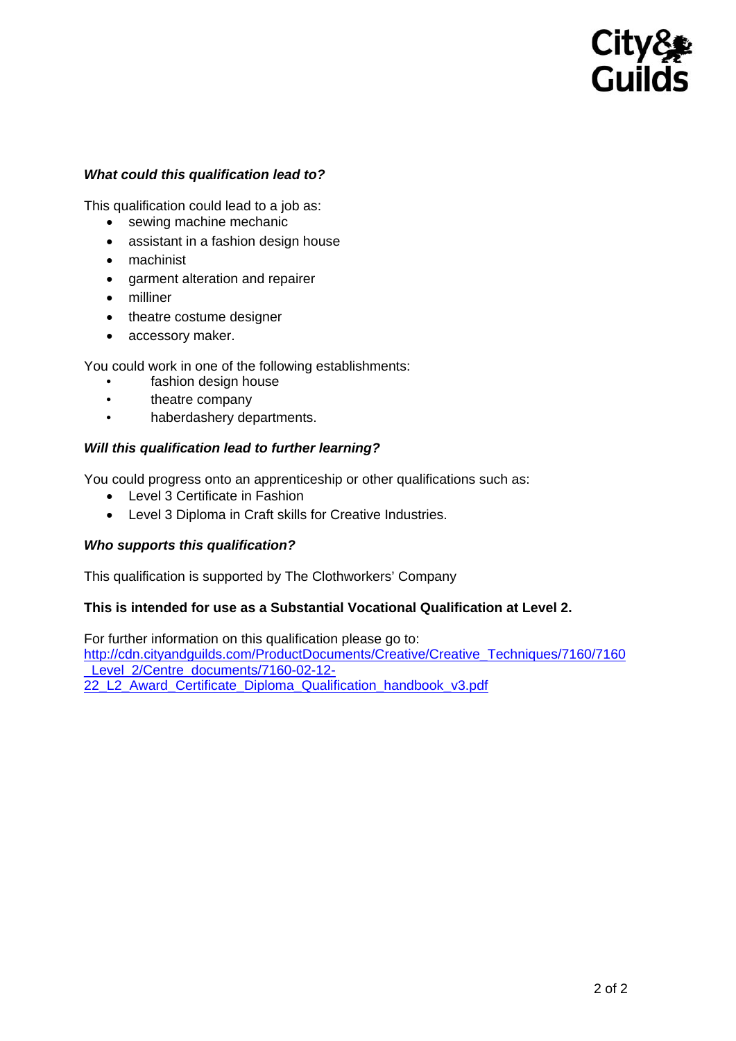***What could this qualification lead to?***

This qualification could lead to a job as:

- sewing machine mechanic
- assistant in a fashion design house
- machinist
- garment alteration and repairer
- milliner
- theatre costume designer
- accessory maker.

You could work in one of the following establishments:

- fashion design house
- theatre company
- haberdashery departments.

***Will this qualification lead to further learning?***

You could progress onto an apprenticeship or other qualifications such as:

- Level 3 Certificate in Fashion
- Level 3 Diploma in Craft skills for Creative Industries.

***Who supports this qualification?***

This qualification is supported by The Clothworkers' Company

**This is intended for use as a Substantial Vocational Qualification at Level 2.**

For further information on this qualification please go to:
http://cdn.cityandguilds.com/ProductDocuments/Creative/Creative_Techniques/7160/7160_Level_2/Centre_documents/7160-02-12-22_L2_Award_Certificate_Diploma_Qualification_handbook_v3.pdf